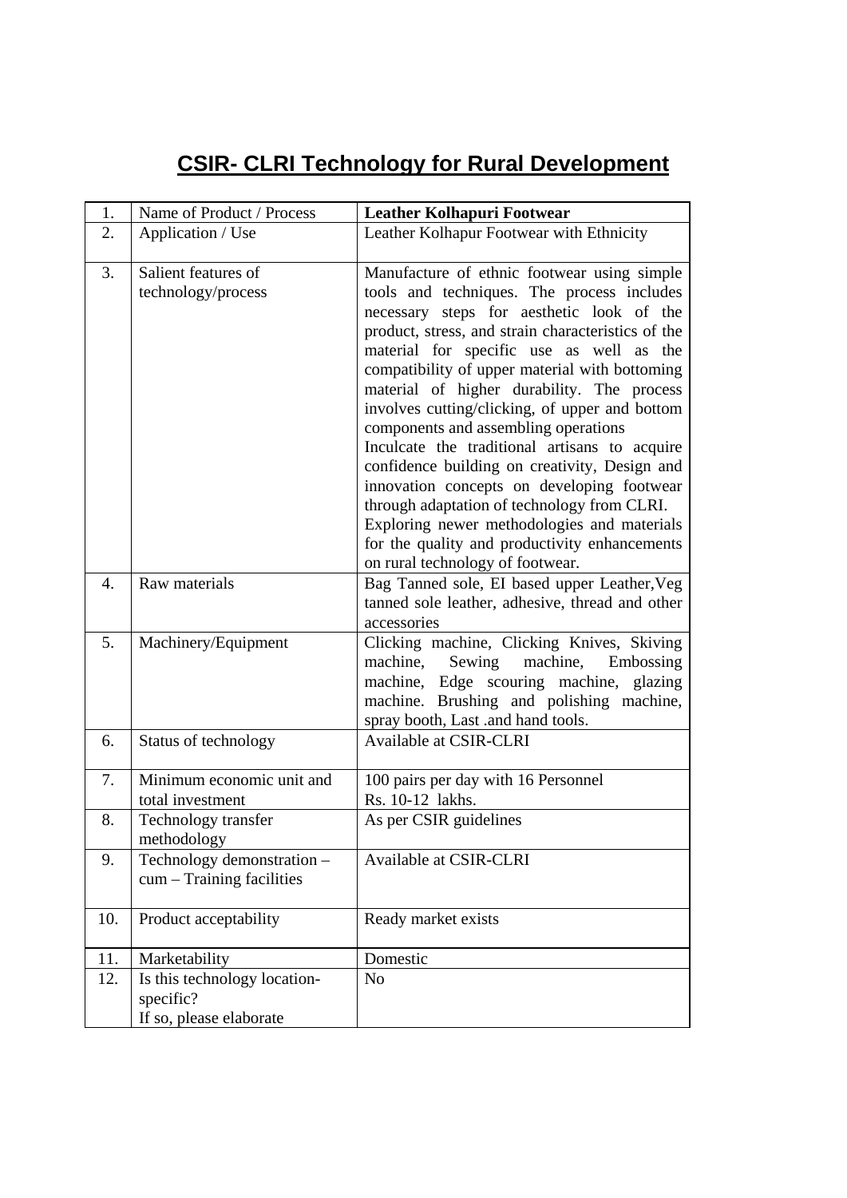# CSIR- CLRI Technology for Rural Development

| 1. | Name of Product / Process | **Leather Kolhapuri Footwear** |
|---|---|---|
| 2. | Application / Use | Leather Kolhapur Footwear with Ethnicity |
| 3. | Salient features of technology/process | Manufacture of ethnic footwear using simple tools and techniques. The process includes necessary steps for aesthetic look of the product, stress, and strain characteristics of the material for specific use as well as the compatibility of upper material with bottoming material of higher durability. The process involves cutting/clicking, of upper and bottom components and assembling operations<br>Inculcate the traditional artisans to acquire confidence building on creativity, Design and innovation concepts on developing footwear through adaptation of technology from CLRI.<br>Exploring newer methodologies and materials for the quality and productivity enhancements on rural technology of footwear. |
| 4. | Raw materials | Bag Tanned sole, EI based upper Leather,Veg tanned sole leather, adhesive, thread and other accessories |
| 5. | Machinery/Equipment | Clicking machine, Clicking Knives, Skiving machine, Sewing machine, Embossing machine, Edge scouring machine, glazing machine. Brushing and polishing machine, spray booth, Last .and hand tools. |
| 6. | Status of technology | Available at CSIR-CLRI |
| 7. | Minimum economic unit and total investment | 100 pairs per day with 16 Personnel<br>Rs. 10-12 lakhs. |
| 8. | Technology transfer methodology | As per CSIR guidelines |
| 9. | Technology demonstration – cum – Training facilities | Available at CSIR-CLRI |
| 10. | Product acceptability | Ready market exists |
| 11. | Marketability | Domestic |
| 12. | Is this technology location-specific?<br>If so, please elaborate | No |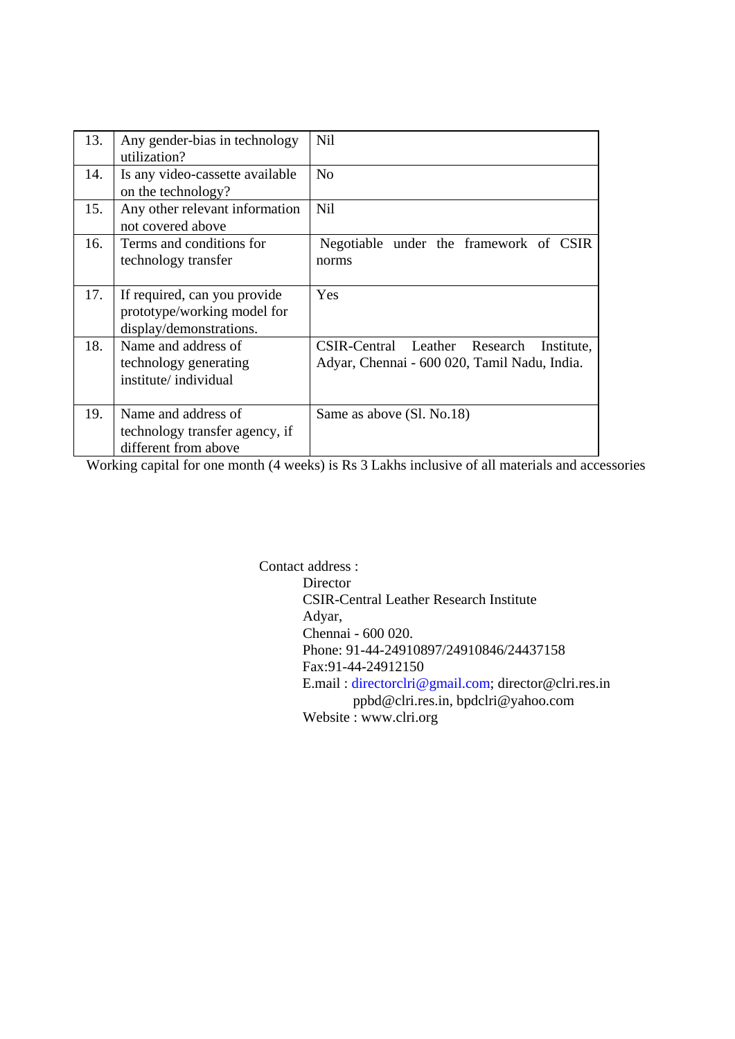| | | |
|---|---|---|
| 13. | Any gender-bias in technology utilization? | Nil |
| 14. | Is any video-cassette available on the technology? | No |
| 15. | Any other relevant information not covered above | Nil |
| 16. | Terms and conditions for technology transfer | Negotiable under the framework of CSIR norms |
| 17. | If required, can you provide prototype/working model for display/demonstrations. | Yes |
| 18. | Name and address of technology generating institute/ individual | CSIR-Central Leather Research Institute, Adyar, Chennai - 600 020, Tamil Nadu, India. |
| 19. | Name and address of technology transfer agency, if different from above | Same as above (Sl. No.18) |

Working capital for one month (4 weeks) is Rs 3 Lakhs inclusive of all materials and accessories

Contact address :

Director
CSIR-Central Leather Research Institute
Adyar,
Chennai - 600 020.
Phone: 91-44-24910897/24910846/24437158
Fax:91-44-24912150
E.mail : directorclri@gmail.com; director@clri.res.in
ppbd@clri.res.in, bpdclri@yahoo.com
Website : www.clri.org